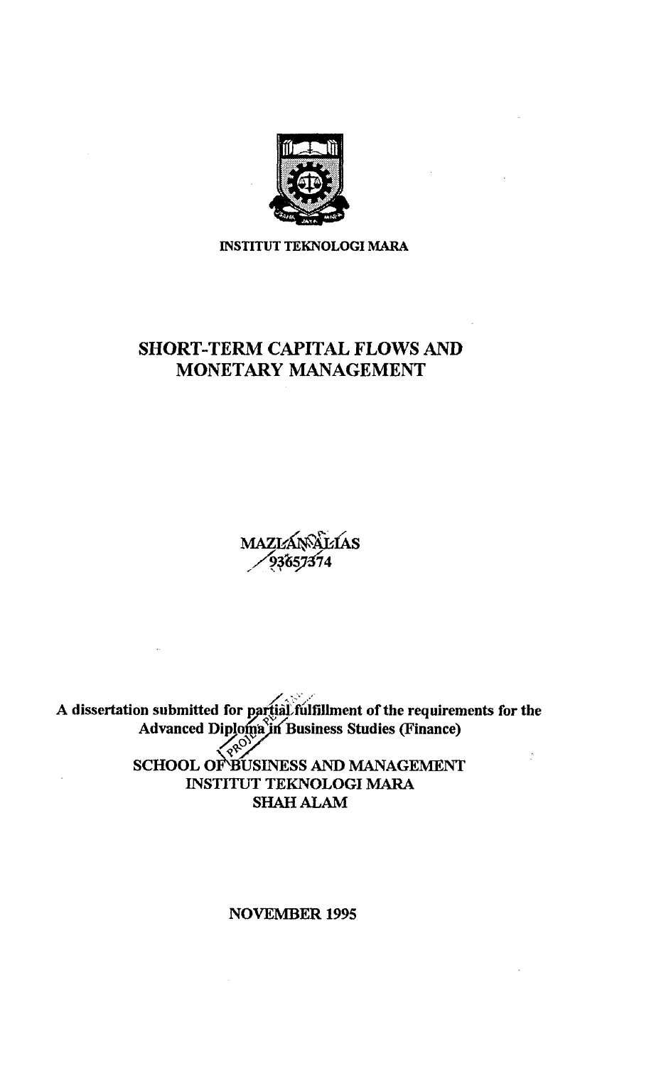INSTITUT TEKNOLOGI MARA

# SHORT-TERM CAPITAL FLOWS AND MONETARY MANAGEMENT

MAZLAN ALIAS
93657374

A dissertation submitted for partial fulfillment of the requirements for the Advanced Diploma in Business Studies (Finance)

SCHOOL OF BUSINESS AND MANAGEMENT
INSTITUT TEKNOLOGI MARA
SHAH ALAM

NOVEMBER 1995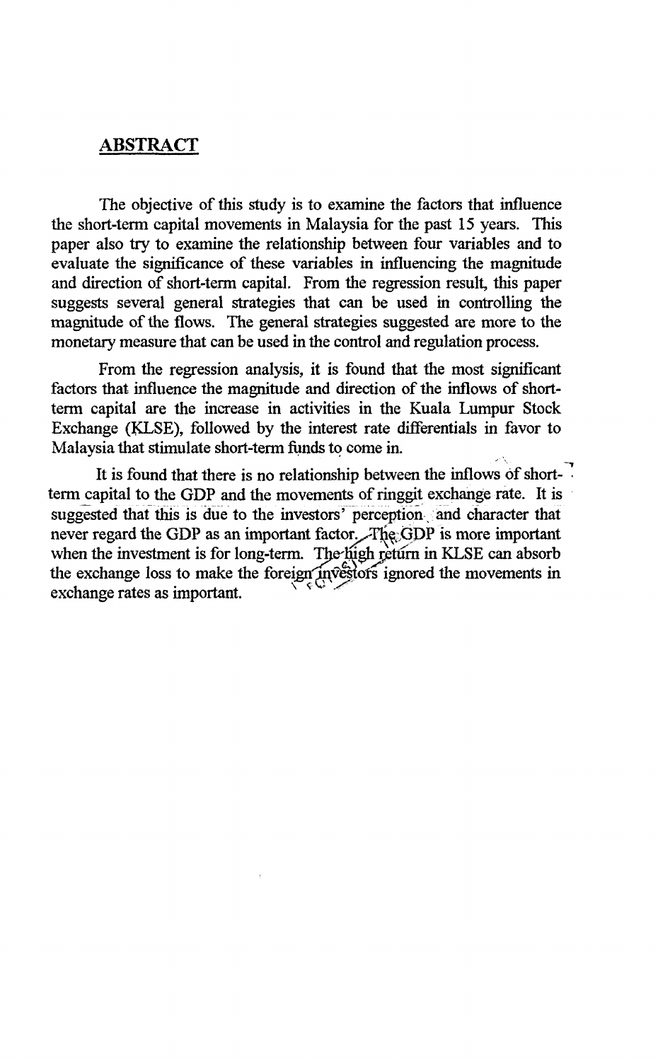## ABSTRACT

The objective of this study is to examine the factors that influence the short-term capital movements in Malaysia for the past 15 years. This paper also try to examine the relationship between four variables and to evaluate the significance of these variables in influencing the magnitude and direction of short-term capital. From the regression result, this paper suggests several general strategies that can be used in controlling the magnitude of the flows. The general strategies suggested are more to the monetary measure that can be used in the control and regulation process.

From the regression analysis, it is found that the most significant factors that influence the magnitude and direction of the inflows of short-term capital are the increase in activities in the Kuala Lumpur Stock Exchange (KLSE), followed by the interest rate differentials in favor to Malaysia that stimulate short-term funds to come in.

It is found that there is no relationship between the inflows of short-term capital to the GDP and the movements of ringgit exchange rate. It is suggested that this is due to the investors' perception and character that never regard the GDP as an important factor. The GDP is more important when the investment is for long-term. The high return in KLSE can absorb the exchange loss to make the foreign investors ignored the movements in exchange rates as important.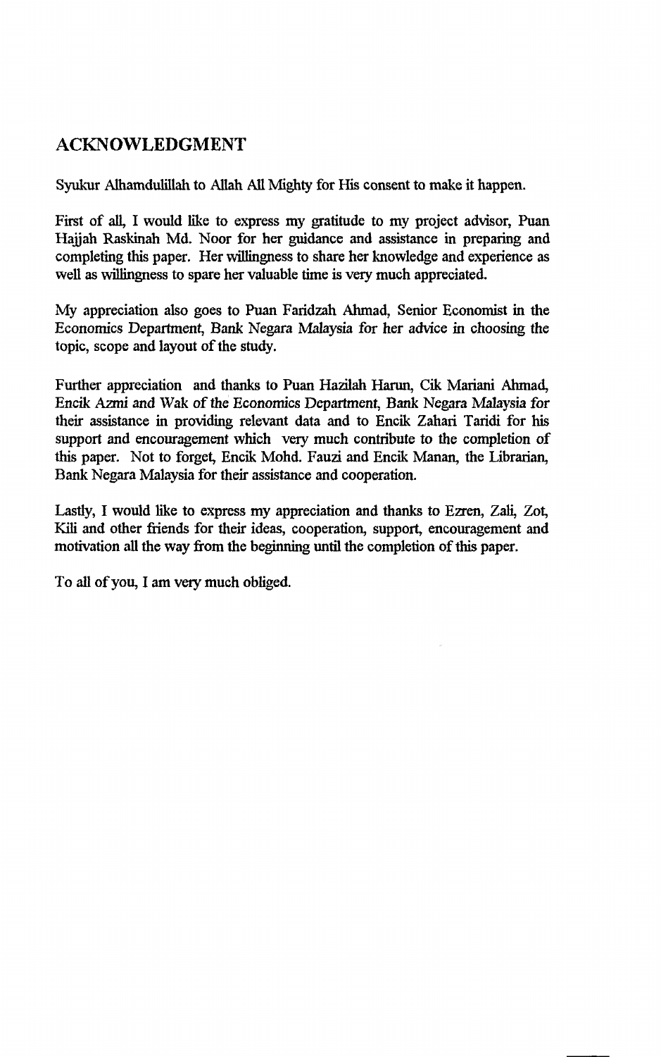## ACKNOWLEDGMENT

Syukur Alhamdulillah to Allah All Mighty for His consent to make it happen.

First of all, I would like to express my gratitude to my project advisor, Puan Hajjah Raskinah Md. Noor for her guidance and assistance in preparing and completing this paper. Her willingness to share her knowledge and experience as well as willingness to spare her valuable time is very much appreciated.

My appreciation also goes to Puan Faridzah Ahmad, Senior Economist in the Economics Department, Bank Negara Malaysia for her advice in choosing the topic, scope and layout of the study.

Further appreciation and thanks to Puan Hazilah Harun, Cik Mariani Ahmad, Encik Azmi and Wak of the Economics Department, Bank Negara Malaysia for their assistance in providing relevant data and to Encik Zahari Taridi for his support and encouragement which very much contribute to the completion of this paper. Not to forget, Encik Mohd. Fauzi and Encik Manan, the Librarian, Bank Negara Malaysia for their assistance and cooperation.

Lastly, I would like to express my appreciation and thanks to Ezren, Zali, Zot, Kili and other friends for their ideas, cooperation, support, encouragement and motivation all the way from the beginning until the completion of this paper.

To all of you, I am very much obliged.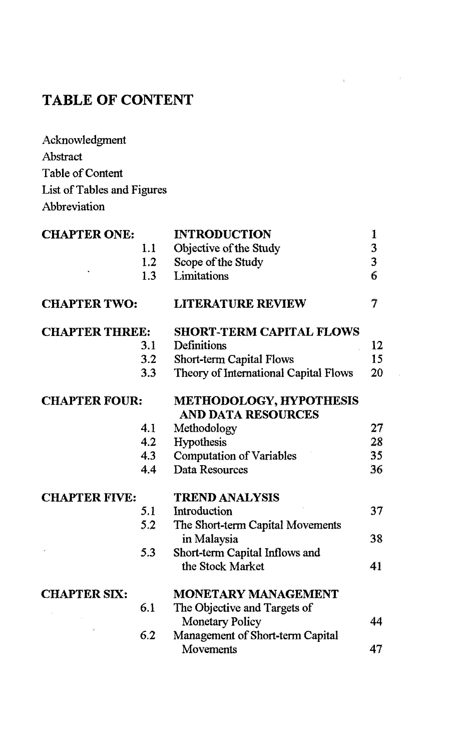# TABLE OF CONTENT

Acknowledgment

Abstract

Table of Content

List of Tables and Figures

Abbreviation

| | | | |
|---|---|---|---|
| **CHAPTER ONE:** | | **INTRODUCTION** | 1 |
| | 1.1 | Objective of the Study | 3 |
| | 1.2 | Scope of the Study | 3 |
| | 1.3 | Limitations | 6 |
| **CHAPTER TWO:** | | **LITERATURE REVIEW** | 7 |
| **CHAPTER THREE:** | | **SHORT-TERM CAPITAL FLOWS** | |
| | 3.1 | Definitions | 12 |
| | 3.2 | Short-term Capital Flows | 15 |
| | 3.3 | Theory of International Capital Flows | 20 |
| **CHAPTER FOUR:** | | **METHODOLOGY, HYPOTHESIS AND DATA RESOURCES** | |
| | 4.1 | Methodology | 27 |
| | 4.2 | Hypothesis | 28 |
| | 4.3 | Computation of Variables | 35 |
| | 4.4 | Data Resources | 36 |
| **CHAPTER FIVE:** | | **TREND ANALYSIS** | |
| | 5.1 | Introduction | 37 |
| | 5.2 | The Short-term Capital Movements in Malaysia | 38 |
| | 5.3 | Short-term Capital Inflows and the Stock Market | 41 |
| **CHAPTER SIX:** | | **MONETARY MANAGEMENT** | |
| | 6.1 | The Objective and Targets of Monetary Policy | 44 |
| | 6.2 | Management of Short-term Capital Movements | 47 |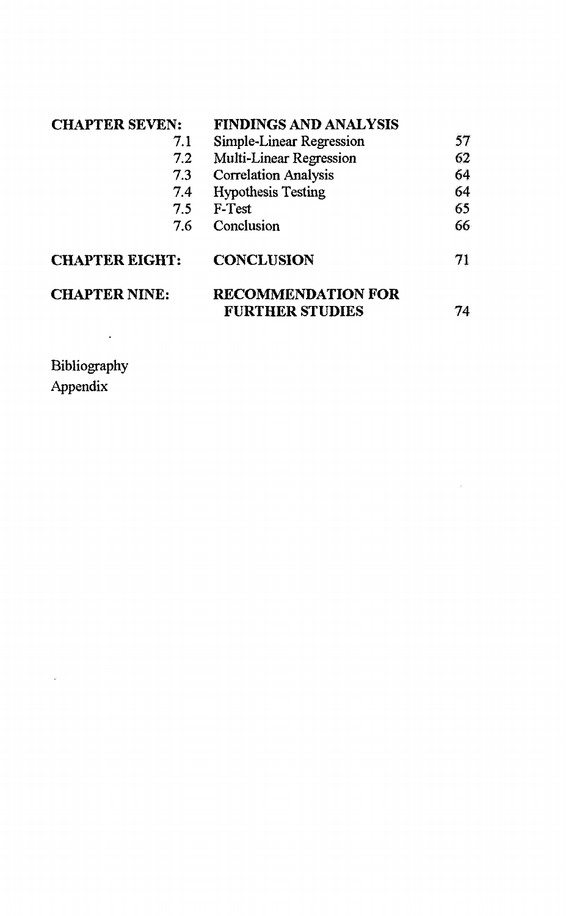| | | |
|---|---|---|
| **CHAPTER SEVEN:** | **FINDINGS AND ANALYSIS** | |
| 7.1 | Simple-Linear Regression | 57 |
| 7.2 | Multi-Linear Regression | 62 |
| 7.3 | Correlation Analysis | 64 |
| 7.4 | Hypothesis Testing | 64 |
| 7.5 | F-Test | 65 |
| 7.6 | Conclusion | 66 |
| **CHAPTER EIGHT:** | **CONCLUSION** | 71 |
| **CHAPTER NINE:** | **RECOMMENDATION FOR FURTHER STUDIES** | 74 |

Bibliography

Appendix